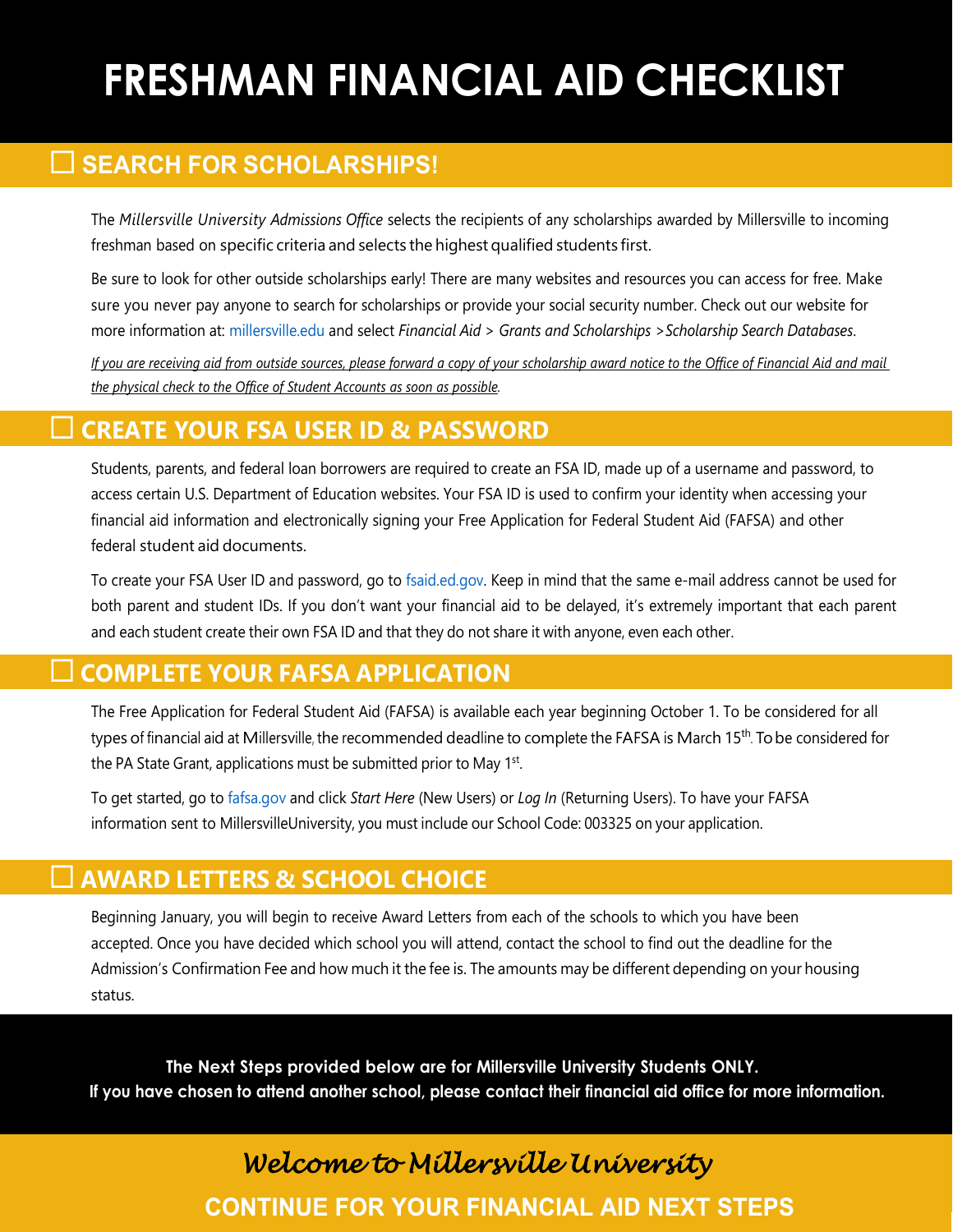# FRESHMAN FINANCIAL AID CHECKLIST

## ☐ SEARCH FOR SCHOLARSHIPS!

The *Millersville University Admissions Office* selects the recipients of any scholarships awarded by Millersville to incoming freshman based on specific criteria and selects the highest qualified students first.

Be sure to look for other outside scholarships early! There are many websites and resources you can access for free. Make sure you never pay anyone to search for scholarships or provide your social security number. Check out our website for more information at: millersville.edu and select *Financial Aid > Grants and Scholarships >Scholarship Search Databases*.

*If you are receiving aid from outside sources, please forward a copy of your scholarship award notice to the Office of Financial Aid and mail the physical check to the Office of Student Accounts as soon as possible.*

## ☐ CREATE YOUR FSA USER ID & PASSWORD

Students, parents, and federal loan borrowers are required to create an FSA ID, made up of a username and password, to access certain U.S. Department of Education websites. Your FSA ID is used to confirm your identity when accessing your financial aid information and electronically signing your Free Application for Federal Student Aid (FAFSA) and other federal student aid documents.

To create your FSA User ID and password, go to fsaid.ed.gov. Keep in mind that the same e-mail address cannot be used for both parent and student IDs. If you don't want your financial aid to be delayed, it's extremely important that each parent and each student create their own FSA ID and that they do not share it with anyone, even each other.

## ☐ COMPLETE YOUR FAFSA APPLICATION

The Free Application for Federal Student Aid (FAFSA) is available each year beginning October 1. To be considered for all types of financial aid at Millersville, the recommended deadline to complete the FAFSA is March 15th. To be considered for the PA State Grant, applications must be submitted prior to May 1st.

To get started, go to fafsa.gov and click *Start Here* (New Users) or *Log In* (Returning Users). To have your FAFSA information sent to MillersvilleUniversity, you must include our School Code: 003325 on your application.

## ☐ AWARD LETTERS & SCHOOL CHOICE

Beginning January, you will begin to receive Award Letters from each of the schools to which you have been accepted. Once you have decided which school you will attend, contact the school to find out the deadline for the Admission's Confirmation Fee and how much it the fee is. The amounts may be different depending on your housing status.

**The Next Steps provided below are for Millersville University Students ONLY.**
**If you have chosen to attend another school, please contact their financial aid office for more information.**

*Welcome to Millersville University*

**CONTINUE FOR YOUR FINANCIAL AID NEXT STEPS**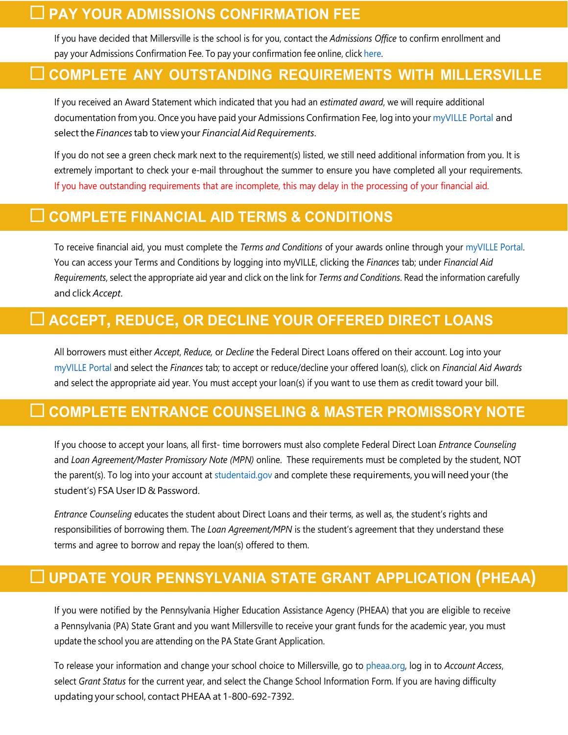## ☐ PAY YOUR ADMISSIONS CONFIRMATION FEE

If you have decided that Millersville is the school is for you, contact the *Admissions Office* to confirm enrollment and pay your Admissions Confirmation Fee. To pay your confirmation fee online, click here.

## ☐ COMPLETE ANY OUTSTANDING REQUIREMENTS WITH MILLERSVILLE

If you received an Award Statement which indicated that you had an *estimated award*, we will require additional documentation from you. Once you have paid your Admissions Confirmation Fee, log into your myVILLE Portal and select the *Finances* tab to view your *Financial Aid Requirements*.

If you do not see a green check mark next to the requirement(s) listed, we still need additional information from you. It is extremely important to check your e-mail throughout the summer to ensure you have completed all your requirements. If you have outstanding requirements that are incomplete, this may delay in the processing of your financial aid.

## ☐ COMPLETE FINANCIAL AID TERMS & CONDITIONS

To receive financial aid, you must complete the *Terms and Conditions* of your awards online through your myVILLE Portal. You can access your Terms and Conditions by logging into myVILLE, clicking the *Finances* tab; under *Financial Aid Requirements*, select the appropriate aid year and click on the link for *Terms and Conditions*. Read the information carefully and click *Accept*.

## ☐ ACCEPT, REDUCE, OR DECLINE YOUR OFFERED DIRECT LOANS

All borrowers must either *Accept*, *Reduce,* or *Decline* the Federal Direct Loans offered on their account. Log into your myVILLE Portal and select the *Finances* tab; to accept or reduce/decline your offered loan(s), click on *Financial Aid Awards* and select the appropriate aid year. You must accept your loan(s) if you want to use them as credit toward your bill.

## ☐ COMPLETE ENTRANCE COUNSELING & MASTER PROMISSORY NOTE

If you choose to accept your loans, all first- time borrowers must also complete Federal Direct Loan *Entrance Counseling* and *Loan Agreement/Master Promissory Note (MPN)* online. These requirements must be completed by the student, NOT the parent(s). To log into your account at studentaid.gov and complete these requirements, you will need your (the student's) FSA User ID & Password.

*Entrance Counseling* educates the student about Direct Loans and their terms, as well as, the student's rights and responsibilities of borrowing them. The *Loan Agreement/MPN* is the student's agreement that they understand these terms and agree to borrow and repay the loan(s) offered to them.

## ☐ UPDATE YOUR PENNSYLVANIA STATE GRANT APPLICATION (PHEAA)

If you were notified by the Pennsylvania Higher Education Assistance Agency (PHEAA) that you are eligible to receive a Pennsylvania (PA) State Grant and you want Millersville to receive your grant funds for the academic year, you must update the school you are attending on the PA State Grant Application.

To release your information and change your school choice to Millersville, go to pheaa.org, log in to *Account Access*, select *Grant Status* for the current year, and select the Change School Information Form. If you are having difficulty updating your school, contact PHEAA at 1-800-692-7392.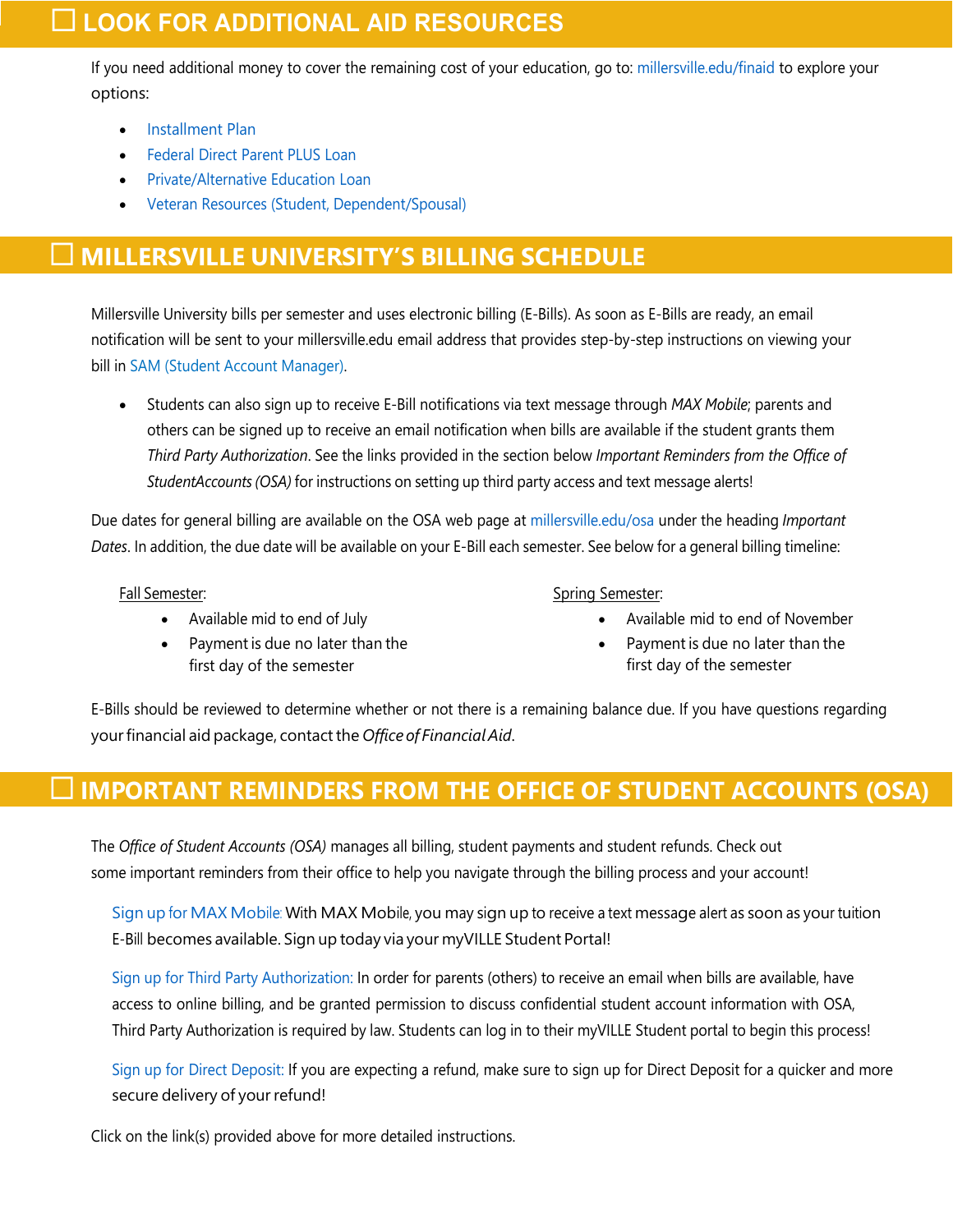## ☐ LOOK FOR ADDITIONAL AID RESOURCES

If you need additional money to cover the remaining cost of your education, go to: millersville.edu/finaid to explore your options:

- Installment Plan
- Federal Direct Parent PLUS Loan
- Private/Alternative Education Loan
- Veteran Resources (Student, Dependent/Spousal)

## ☐ MILLERSVILLE UNIVERSITY'S BILLING SCHEDULE

Millersville University bills per semester and uses electronic billing (E-Bills). As soon as E-Bills are ready, an email notification will be sent to your millersville.edu email address that provides step-by-step instructions on viewing your bill in SAM (Student Account Manager).

- Students can also sign up to receive E-Bill notifications via text message through *MAX Mobile*; parents and others can be signed up to receive an email notification when bills are available if the student grants them *Third Party Authorization*. See the links provided in the section below *Important Reminders from the Office of StudentAccounts (OSA)* for instructions on setting up third party access and text message alerts!

Due dates for general billing are available on the OSA web page at millersville.edu/osa under the heading *Important Dates*. In addition, the due date will be available on your E-Bill each semester. See below for a general billing timeline:

Fall Semester:

- Available mid to end of July
- Payment is due no later than the first day of the semester

Spring Semester:

- Available mid to end of November
- Payment is due no later than the first day of the semester

E-Bills should be reviewed to determine whether or not there is a remaining balance due. If you have questions regarding your financial aid package, contact the *Office of Financial Aid*.

## ☐ IMPORTANT REMINDERS FROM THE OFFICE OF STUDENT ACCOUNTS (OSA)

The *Office of Student Accounts (OSA)* manages all billing, student payments and student refunds. Check out some important reminders from their office to help you navigate through the billing process and your account!

Sign up for MAX Mobile: With MAX Mobile, you may sign up to receive a text message alert as soon as your tuition E-Bill becomes available. Sign up today via your myVILLE Student Portal!

Sign up for Third Party Authorization: In order for parents (others) to receive an email when bills are available, have access to online billing, and be granted permission to discuss confidential student account information with OSA, Third Party Authorization is required by law. Students can log in to their myVILLE Student portal to begin this process!

Sign up for Direct Deposit: If you are expecting a refund, make sure to sign up for Direct Deposit for a quicker and more secure delivery of your refund!

Click on the link(s) provided above for more detailed instructions.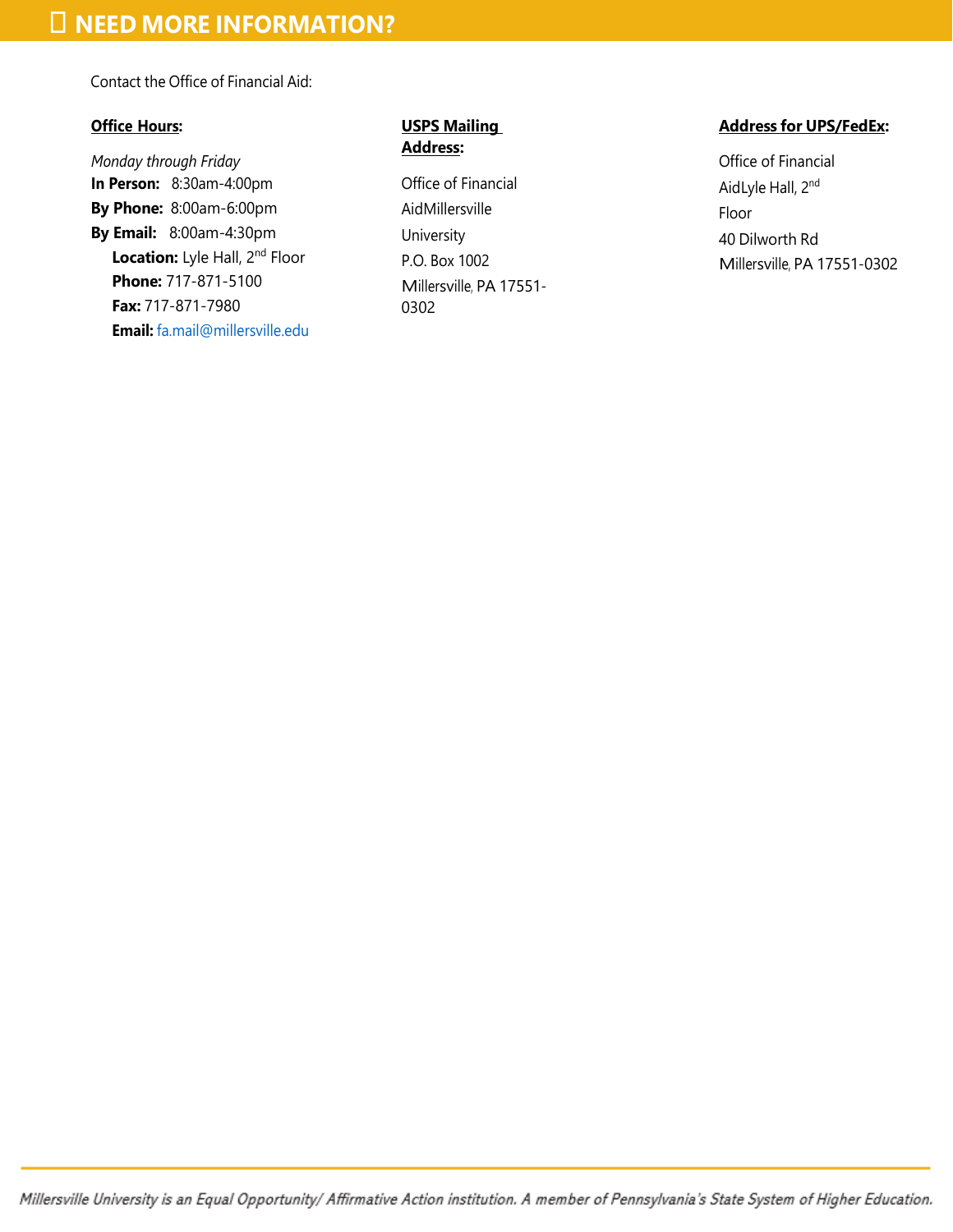## NEED MORE INFORMATION?

Contact the Office of Financial Aid:

**Office Hours:**

*Monday through Friday*

**In Person:** 8:30am-4:00pm
**By Phone:** 8:00am-6:00pm
**By Email:** 8:00am-4:30pm

**Location:** Lyle Hall, 2nd Floor
**Phone:** 717-871-5100
**Fax:** 717-871-7980
**Email:** fa.mail@millersville.edu

**USPS Mailing Address:**

Office of Financial Aid
Millersville University
P.O. Box 1002
Millersville, PA 17551-0302

**Address for UPS/FedEx:**

Office of Financial Aid
Lyle Hall, 2nd Floor
40 Dilworth Rd
Millersville, PA 17551-0302

*Millersville University is an Equal Opportunity/ Affirmative Action institution. A member of Pennsylvania's State System of Higher Education.*